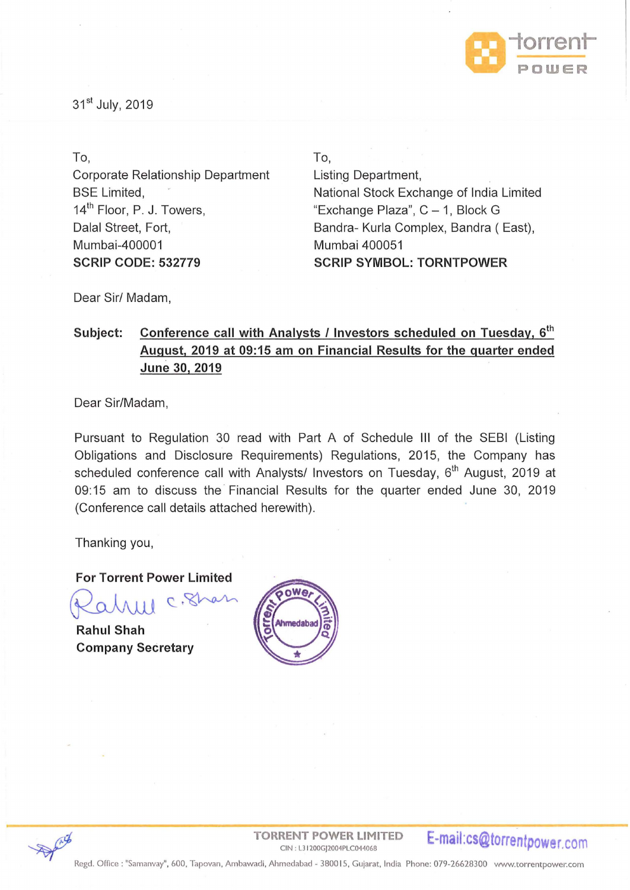31st July, 2019

To,
Corporate Relationship Department
BSE Limited,
14th Floor, P. J. Towers,
Dalal Street, Fort,
Mumbai-400001
**SCRIP CODE: 532779**

To,
Listing Department,
National Stock Exchange of India Limited
"Exchange Plaza", C – 1, Block G
Bandra- Kurla Complex, Bandra ( East),
Mumbai 400051
**SCRIP SYMBOL: TORNTPOWER**

Dear Sir/ Madam,

**Subject: Conference call with Analysts / Investors scheduled on Tuesday, 6th August, 2019 at 09:15 am on Financial Results for the quarter ended June 30, 2019**

Dear Sir/Madam,

Pursuant to Regulation 30 read with Part A of Schedule III of the SEBI (Listing Obligations and Disclosure Requirements) Regulations, 2015, the Company has scheduled conference call with Analysts/ Investors on Tuesday, 6th August, 2019 at 09:15 am to discuss the Financial Results for the quarter ended June 30, 2019 (Conference call details attached herewith).

Thanking you,

**For Torrent Power Limited**

**Rahul Shah**
**Company Secretary**

TORRENT POWER LIMITED
CIN : L31200GJ2004PLC044068
E-mail:cs@torrentpower.com

Regd. Office : "Samanvay", 600, Tapovan, Ambawadi, Ahmedabad - 380015, Gujarat, India Phone: 079-26628300 www.torrentpower.com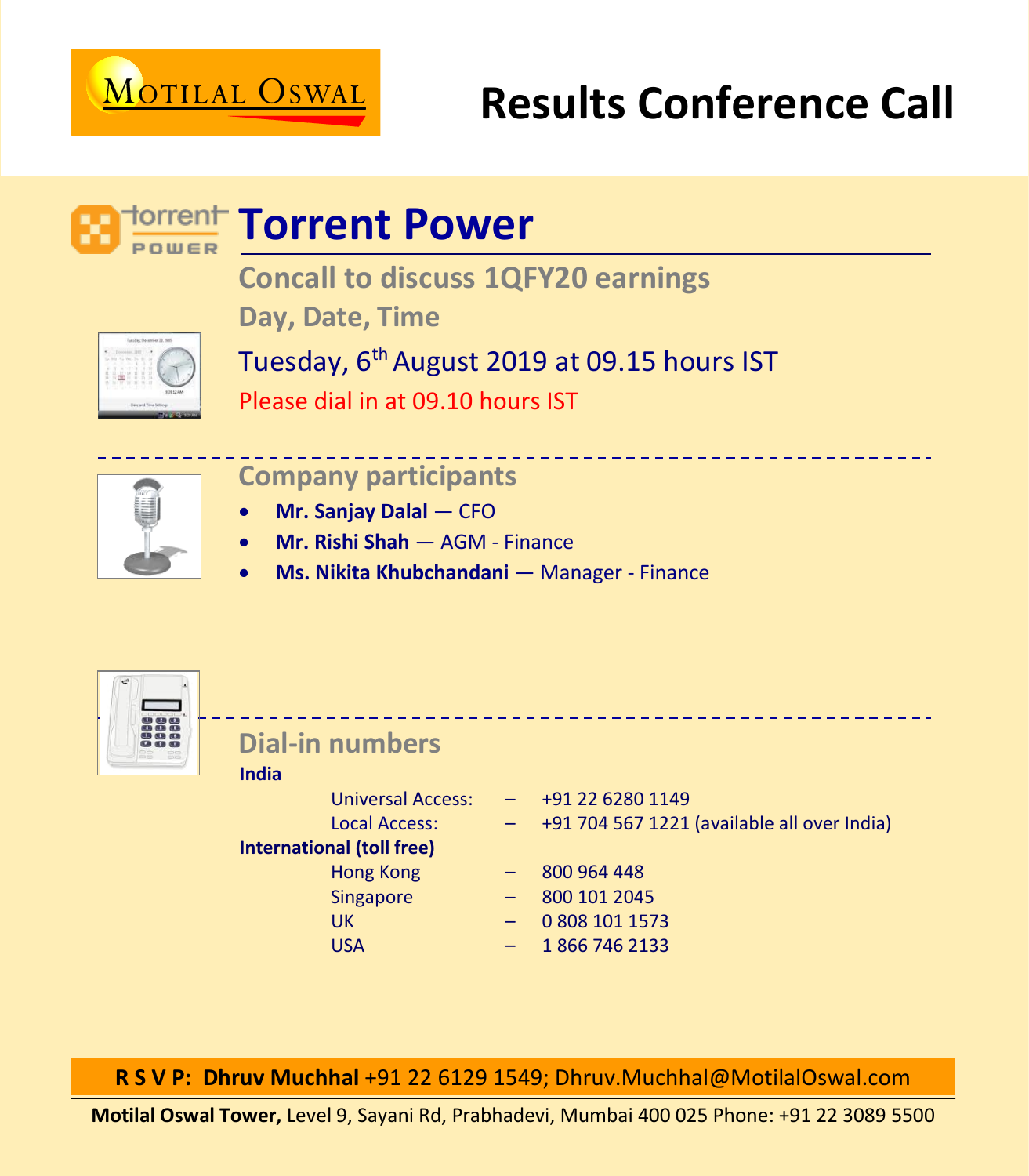# Results Conference Call

## Torrent Power

### Concall to discuss 1QFY20 earnings

### Day, Date, Time

Tuesday, 6th August 2019 at 09.15 hours IST

Please dial in at 09.10 hours IST

### Company participants

- **Mr. Sanjay Dalal** — CFO
- **Mr. Rishi Shah** — AGM - Finance
- **Ms. Nikita Khubchandani** — Manager - Finance

### Dial-in numbers

**India**

| | | |
|---|---|---|
| Universal Access: | – | +91 22 6280 1149 |
| Local Access: | – | +91 704 567 1221 (available all over India) |

**International (toll free)**

| | | |
|---|---|---|
| Hong Kong | – | 800 964 448 |
| Singapore | – | 800 101 2045 |
| UK | – | 0 808 101 1573 |
| USA | – | 1 866 746 2133 |

**R S V P: Dhruv Muchhal** +91 22 6129 1549; Dhruv.Muchhal@MotilalOswal.com

**Motilal Oswal Tower,** Level 9, Sayani Rd, Prabhadevi, Mumbai 400 025 Phone: +91 22 3089 5500